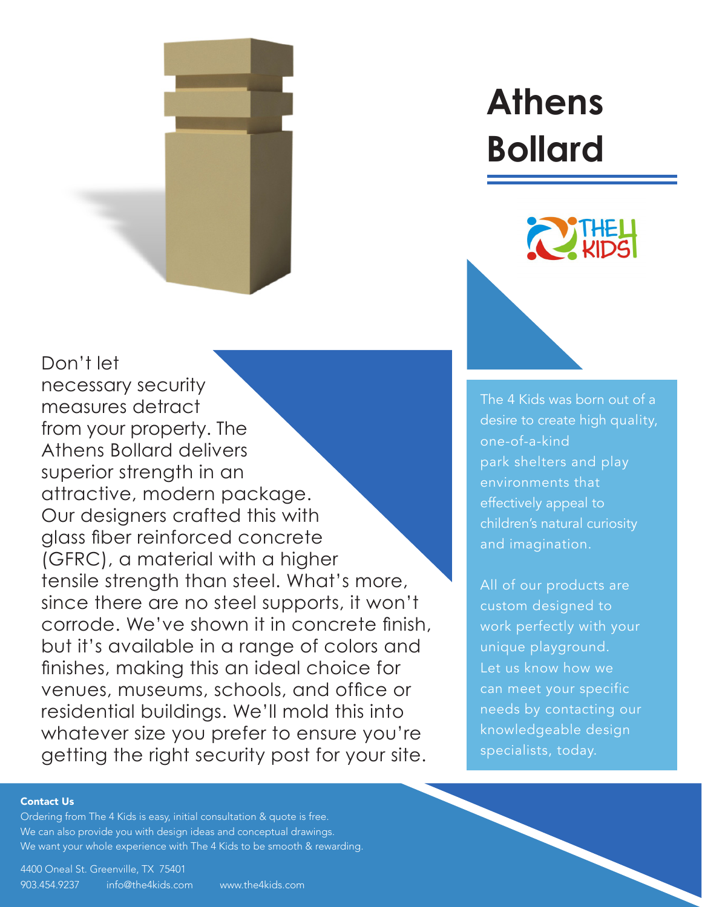# Athens Bollard

Don't let necessary security measures detract from your property. The Athens Bollard delivers superior strength in an attractive, modern package. Our designers crafted this with glass fiber reinforced concrete (GFRC), a material with a higher tensile strength than steel. What's more, since there are no steel supports, it won't corrode. We've shown it in concrete finish, but it's available in a range of colors and finishes, making this an ideal choice for venues, museums, schools, and office or residential buildings. We'll mold this into whatever size you prefer to ensure you're getting the right security post for your site.

The 4 Kids was born out of a desire to create high quality, one-of-a-kind park shelters and play environments that effectively appeal to children's natural curiosity and imagination.

All of our products are custom designed to work perfectly with your unique playground. Let us know how we can meet your specific needs by contacting our knowledgeable design specialists, today.

**Contact Us**

Ordering from The 4 Kids is easy, initial consultation & quote is free.
We can also provide you with design ideas and conceptual drawings.
We want your whole experience with The 4 Kids to be smooth & rewarding.

4400 Oneal St. Greenville, TX 75401
903.454.9237 info@the4kids.com www.the4kids.com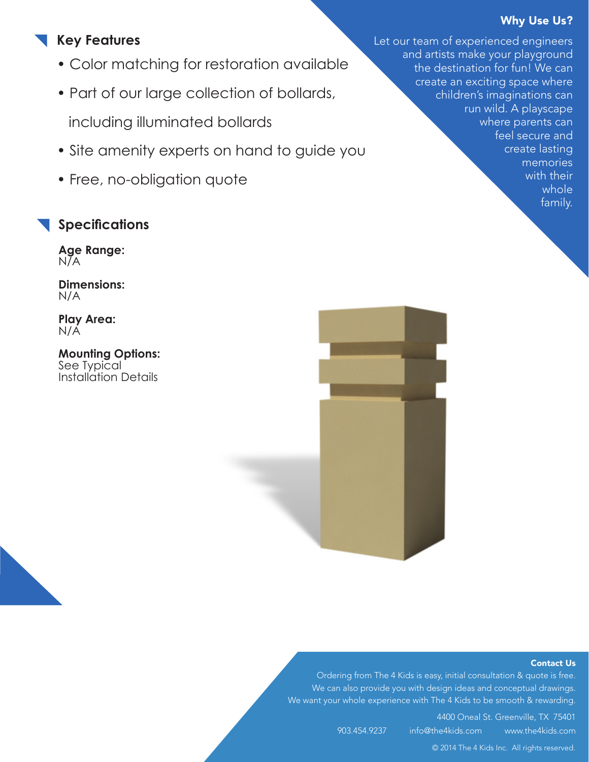## Why Use Us?

Let our team of experienced engineers and artists make your playground the destination for fun! We can create an exciting space where children's imaginations can run wild. A playscape where parents can feel secure and create lasting memories with their whole family.

## Key Features

- Color matching for restoration available
- Part of our large collection of bollards, including illuminated bollards
- Site amenity experts on hand to guide you
- Free, no-obligation quote

## Specifications

**Age Range:**
N/A

**Dimensions:**
N/A

**Play Area:**
N/A

**Mounting Options:**
See Typical Installation Details

### Contact Us

Ordering from The 4 Kids is easy, initial consultation & quote is free.
We can also provide you with design ideas and conceptual drawings.
We want your whole experience with The 4 Kids to be smooth & rewarding.

4400 Oneal St. Greenville, TX 75401

903.454.9237 info@the4kids.com www.the4kids.com

© 2014 The 4 Kids Inc. All rights reserved.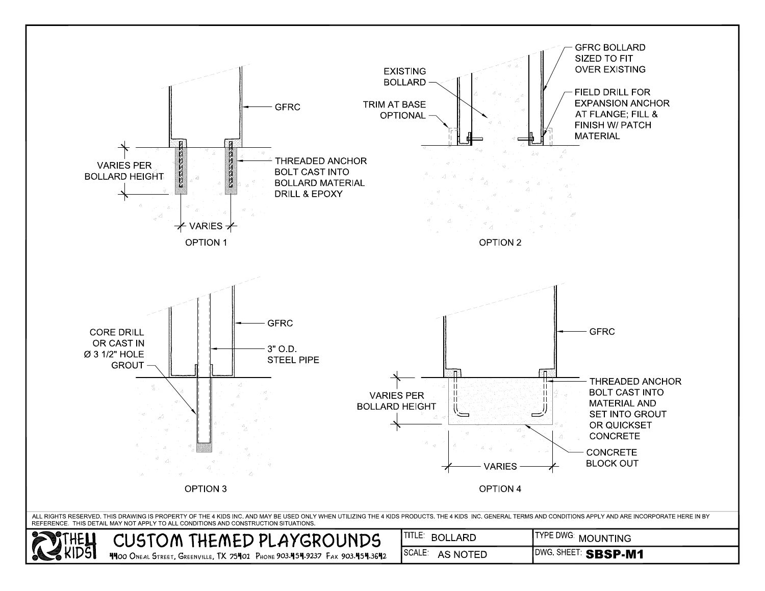GFRC

VARIES PER BOLLARD HEIGHT

THREADED ANCHOR BOLT CAST INTO BOLLARD MATERIAL DRILL & EPOXY

VARIES

OPTION 1

EXISTING BOLLARD

GFRC BOLLARD SIZED TO FIT OVER EXISTING

TRIM AT BASE OPTIONAL

FIELD DRILL FOR EXPANSION ANCHOR AT FLANGE; FILL & FINISH W/ PATCH MATERIAL

OPTION 2

CORE DRILL OR CAST IN Ø 3 1/2" HOLE

GROUT

GFRC

3" O.D. STEEL PIPE

OPTION 3

GFRC

VARIES PER BOLLARD HEIGHT

THREADED ANCHOR BOLT CAST INTO MATERIAL AND SET INTO GROUT OR QUICKSET CONCRETE

CONCRETE BLOCK OUT

VARIES

OPTION 4

ALL RIGHTS RESERVED. THIS DRAWING IS PROPERTY OF THE 4 KIDS INC. AND MAY BE USED ONLY WHEN UTILIZING THE 4 KIDS PRODUCTS. THE 4 KIDS INC. GENERAL TERMS AND CONDITIONS APPLY AND ARE INCORPORATE HERE IN BY REFERENCE. THIS DETAIL MAY NOT APPLY TO ALL CONDITIONS AND CONSTRUCTION SITUATIONS.

| | | |
|---|---|---|
| THE 4 KIDS **CUSTOM THEMED PLAYGROUNDS** 4400 Oneal Street, Greenville, TX 75401 Phone 903.454.9237 Fax 903.454.3642 | TITLE: BOLLARD | TYPE DWG: MOUNTING |
| | SCALE: AS NOTED | DWG. SHEET: **SBSP-M1** |